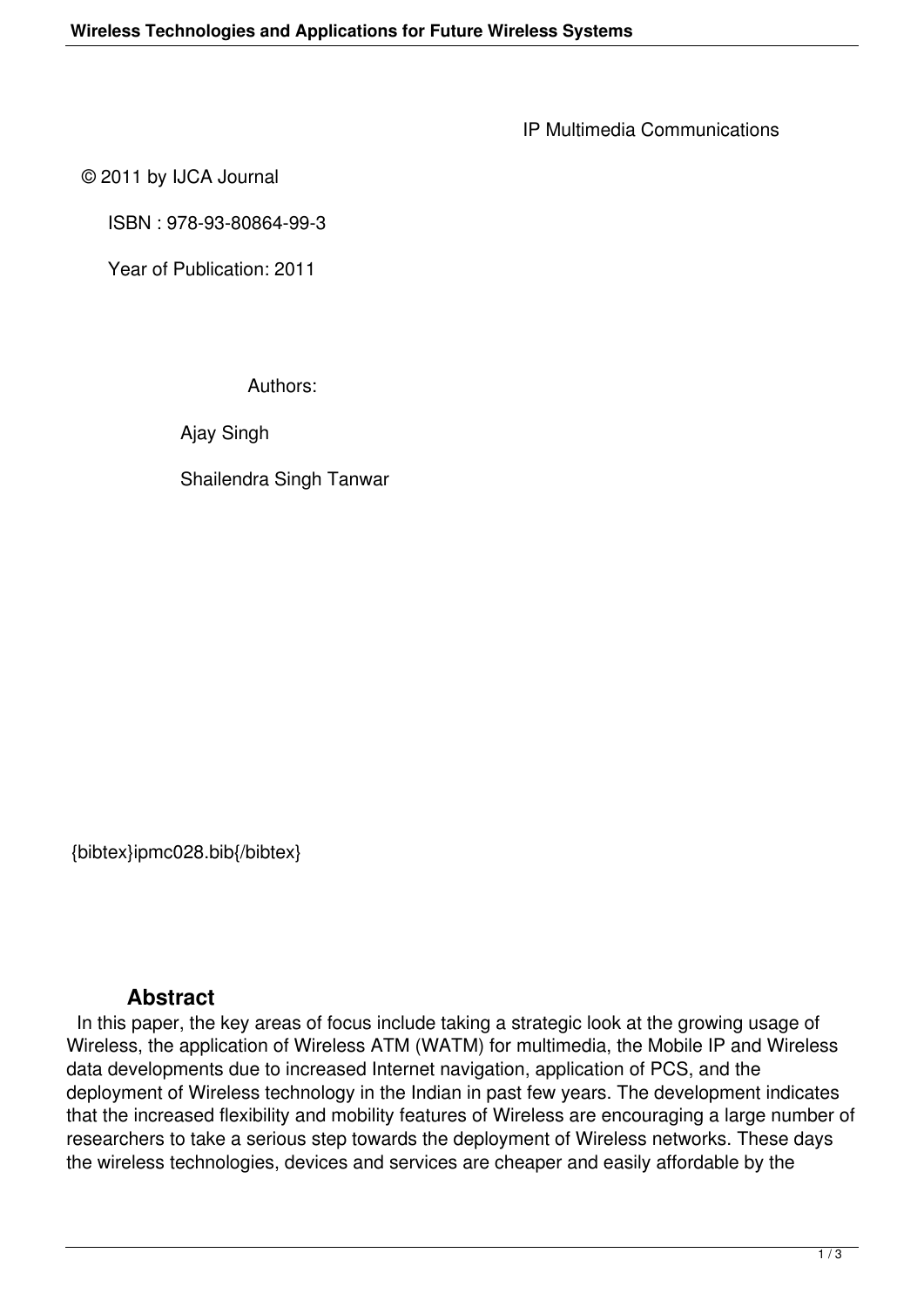IP Multimedia Communications

© 2011 by IJCA Journal

ISBN : 978-93-80864-99-3

Year of Publication: 2011

Authors:

Ajay Singh

Shailendra Singh Tanwar

{bibtex}ipmc028.bib{/bibtex}

## Abstract

In this paper, the key areas of focus include taking a strategic look at the growing usage of Wireless, the application of Wireless ATM (WATM) for multimedia, the Mobile IP and Wireless data developments due to increased Internet navigation, application of PCS, and the deployment of Wireless technology in the Indian in past few years. The development indicates that the increased flexibility and mobility features of Wireless are encouraging a large number of researchers to take a serious step towards the deployment of Wireless networks. These days the wireless technologies, devices and services are cheaper and easily affordable by the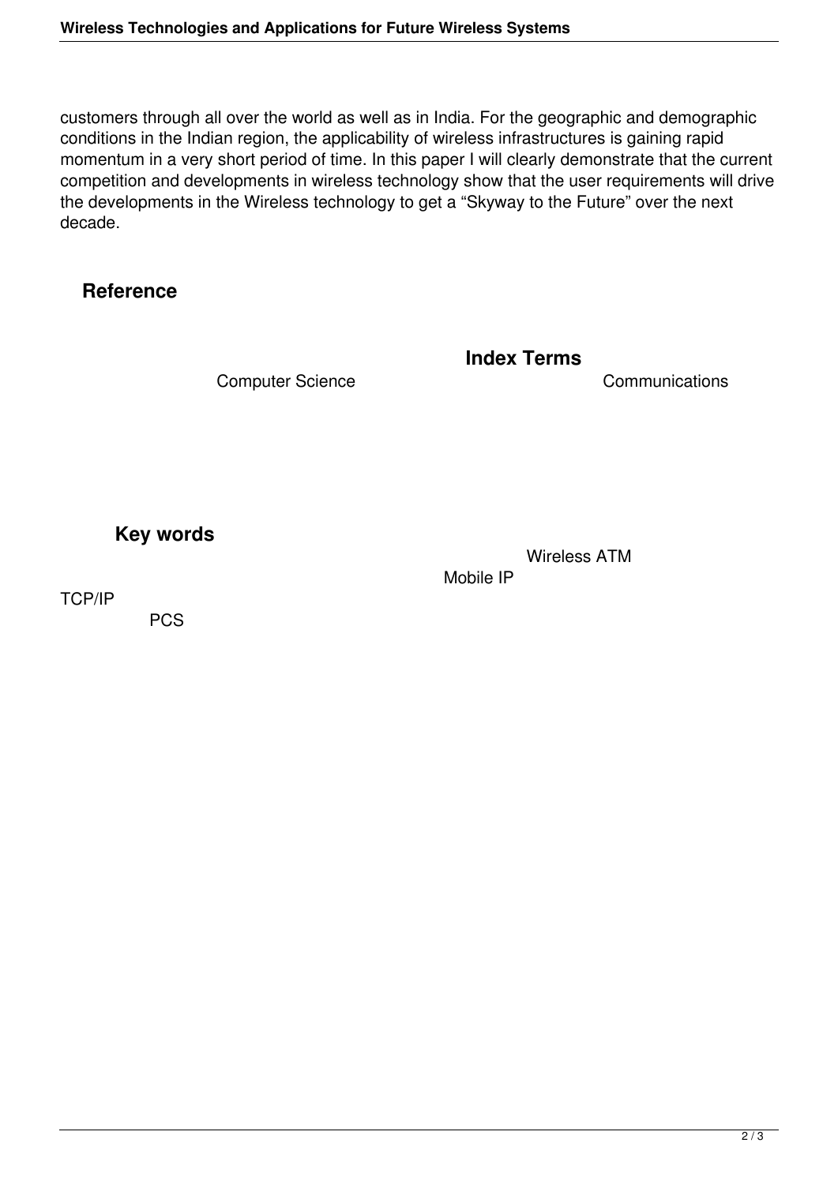customers through all over the world as well as in India. For the geographic and demographic conditions in the Indian region, the applicability of wireless infrastructures is gaining rapid momentum in a very short period of time. In this paper I will clearly demonstrate that the current competition and developments in wireless technology show that the user requirements will drive the developments in the Wireless technology to get a "Skyway to the Future" over the next decade.

## Reference

## Index Terms

Computer Science

Communications

## Key words

Wireless ATM

Mobile IP

TCP/IP

PCS